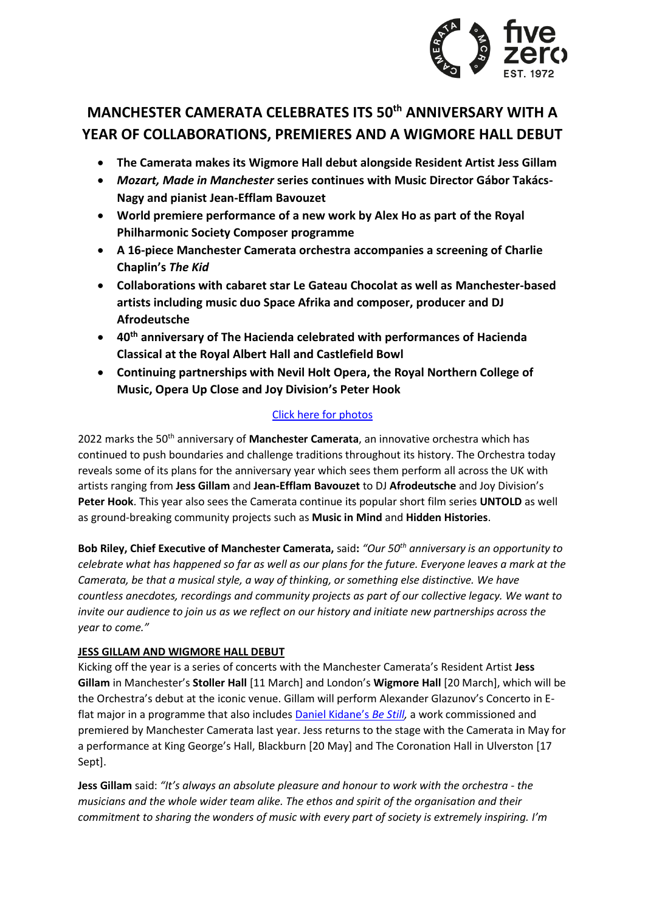# MANCHESTER CAMERATA CELEBRATES ITS 50th ANNIVERSARY WITH A YEAR OF COLLABORATIONS, PREMIERES AND A WIGMORE HALL DEBUT

- **The Camerata makes its Wigmore Hall debut alongside Resident Artist Jess Gillam**
- ***Mozart, Made in Manchester* series continues with Music Director Gábor Takács-Nagy and pianist Jean-Efflam Bavouzet**
- **World premiere performance of a new work by Alex Ho as part of the Royal Philharmonic Society Composer programme**
- **A 16-piece Manchester Camerata orchestra accompanies a screening of Charlie Chaplin's *The Kid***
- **Collaborations with cabaret star Le Gateau Chocolat as well as Manchester-based artists including music duo Space Afrika and composer, producer and DJ Afrodeutsche**
- **40th anniversary of The Hacienda celebrated with performances of Hacienda Classical at the Royal Albert Hall and Castlefield Bowl**
- **Continuing partnerships with Nevil Holt Opera, the Royal Northern College of Music, Opera Up Close and Joy Division's Peter Hook**

Click here for photos

2022 marks the 50th anniversary of **Manchester Camerata**, an innovative orchestra which has continued to push boundaries and challenge traditions throughout its history. The Orchestra today reveals some of its plans for the anniversary year which sees them perform all across the UK with artists ranging from **Jess Gillam** and **Jean-Efflam Bavouzet** to DJ **Afrodeutsche** and Joy Division's **Peter Hook**. This year also sees the Camerata continue its popular short film series **UNTOLD** as well as ground-breaking community projects such as **Music in Mind** and **Hidden Histories**.

**Bob Riley, Chief Executive of Manchester Camerata,** said**:** *"Our 50th anniversary is an opportunity to celebrate what has happened so far as well as our plans for the future. Everyone leaves a mark at the Camerata, be that a musical style, a way of thinking, or something else distinctive. We have countless anecdotes, recordings and community projects as part of our collective legacy. We want to invite our audience to join us as we reflect on our history and initiate new partnerships across the year to come."*

**JESS GILLAM AND WIGMORE HALL DEBUT**

Kicking off the year is a series of concerts with the Manchester Camerata's Resident Artist **Jess Gillam** in Manchester's **Stoller Hall** [11 March] and London's **Wigmore Hall** [20 March], which will be the Orchestra's debut at the iconic venue. Gillam will perform Alexander Glazunov's Concerto in E-flat major in a programme that also includes Daniel Kidane's *Be Still,* a work commissioned and premiered by Manchester Camerata last year. Jess returns to the stage with the Camerata in May for a performance at King George's Hall, Blackburn [20 May] and The Coronation Hall in Ulverston [17 Sept].

**Jess Gillam** said: *"It's always an absolute pleasure and honour to work with the orchestra - the musicians and the whole wider team alike. The ethos and spirit of the organisation and their commitment to sharing the wonders of music with every part of society is extremely inspiring. I'm*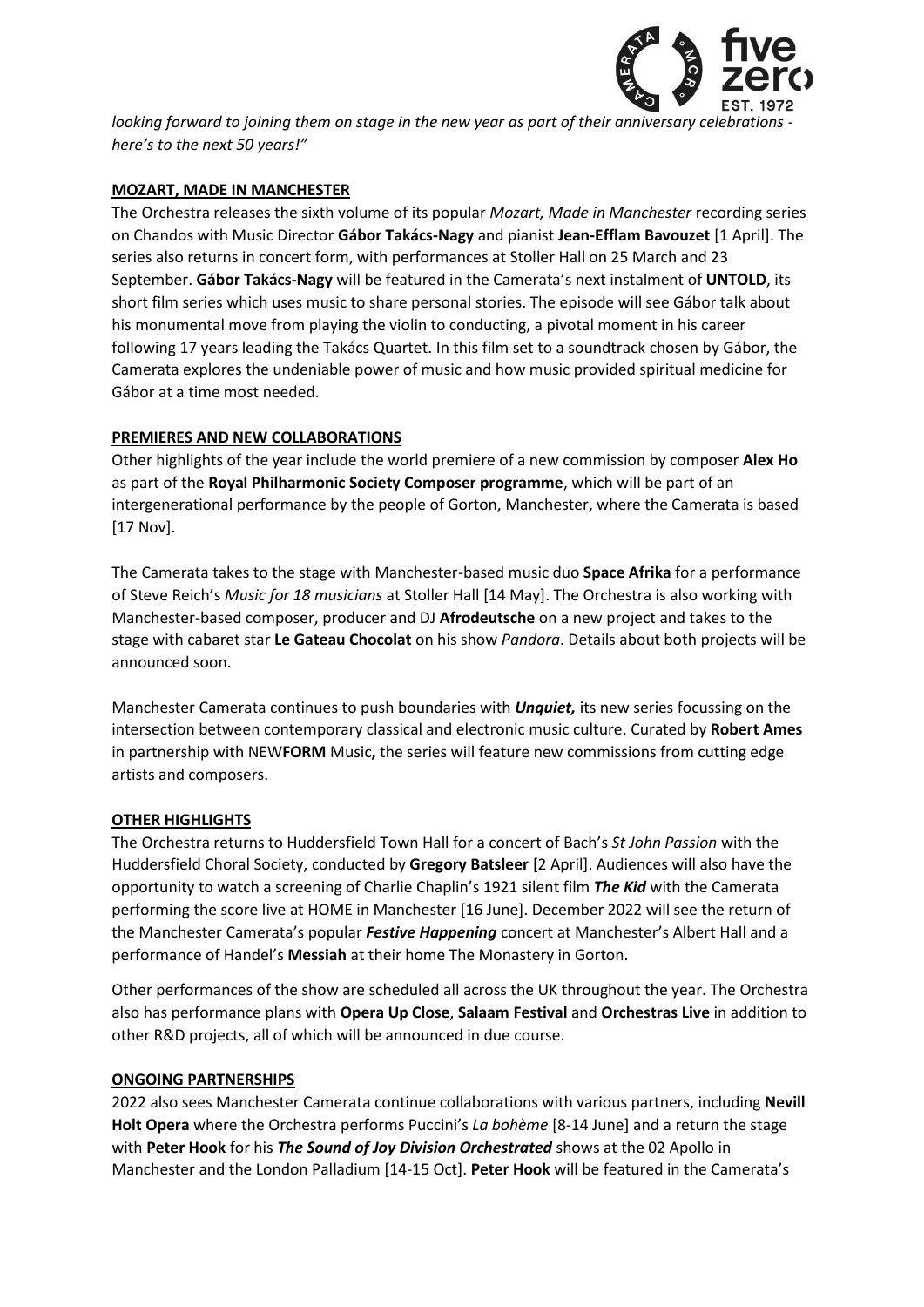*looking forward to joining them on stage in the new year as part of their anniversary celebrations - here's to the next 50 years!"*

**MOZART, MADE IN MANCHESTER**

The Orchestra releases the sixth volume of its popular *Mozart, Made in Manchester* recording series on Chandos with Music Director **Gábor Takács-Nagy** and pianist **Jean-Efflam Bavouzet** [1 April]. The series also returns in concert form, with performances at Stoller Hall on 25 March and 23 September. **Gábor Takács-Nagy** will be featured in the Camerata's next instalment of **UNTOLD**, its short film series which uses music to share personal stories. The episode will see Gábor talk about his monumental move from playing the violin to conducting, a pivotal moment in his career following 17 years leading the Takács Quartet. In this film set to a soundtrack chosen by Gábor, the Camerata explores the undeniable power of music and how music provided spiritual medicine for Gábor at a time most needed.

**PREMIERES AND NEW COLLABORATIONS**

Other highlights of the year include the world premiere of a new commission by composer **Alex Ho** as part of the **Royal Philharmonic Society Composer programme**, which will be part of an intergenerational performance by the people of Gorton, Manchester, where the Camerata is based [17 Nov].

The Camerata takes to the stage with Manchester-based music duo **Space Afrika** for a performance of Steve Reich's *Music for 18 musicians* at Stoller Hall [14 May]. The Orchestra is also working with Manchester-based composer, producer and DJ **Afrodeutsche** on a new project and takes to the stage with cabaret star **Le Gateau Chocolat** on his show *Pandora*. Details about both projects will be announced soon.

Manchester Camerata continues to push boundaries with ***Unquiet,*** its new series focussing on the intersection between contemporary classical and electronic music culture. Curated by **Robert Ames** in partnership with NEW**FORM** Music**,** the series will feature new commissions from cutting edge artists and composers.

**OTHER HIGHLIGHTS**

The Orchestra returns to Huddersfield Town Hall for a concert of Bach's *St John Passion* with the Huddersfield Choral Society, conducted by **Gregory Batsleer** [2 April]. Audiences will also have the opportunity to watch a screening of Charlie Chaplin's 1921 silent film ***The Kid*** with the Camerata performing the score live at HOME in Manchester [16 June]. December 2022 will see the return of the Manchester Camerata's popular ***Festive Happening*** concert at Manchester's Albert Hall and a performance of Handel's **Messiah** at their home The Monastery in Gorton.

Other performances of the show are scheduled all across the UK throughout the year. The Orchestra also has performance plans with **Opera Up Close**, **Salaam Festival** and **Orchestras Live** in addition to other R&D projects, all of which will be announced in due course.

**ONGOING PARTNERSHIPS**

2022 also sees Manchester Camerata continue collaborations with various partners, including **Nevill Holt Opera** where the Orchestra performs Puccini's *La bohème* [8-14 June] and a return the stage with **Peter Hook** for his ***The Sound of Joy Division Orchestrated*** shows at the 02 Apollo in Manchester and the London Palladium [14-15 Oct]. **Peter Hook** will be featured in the Camerata's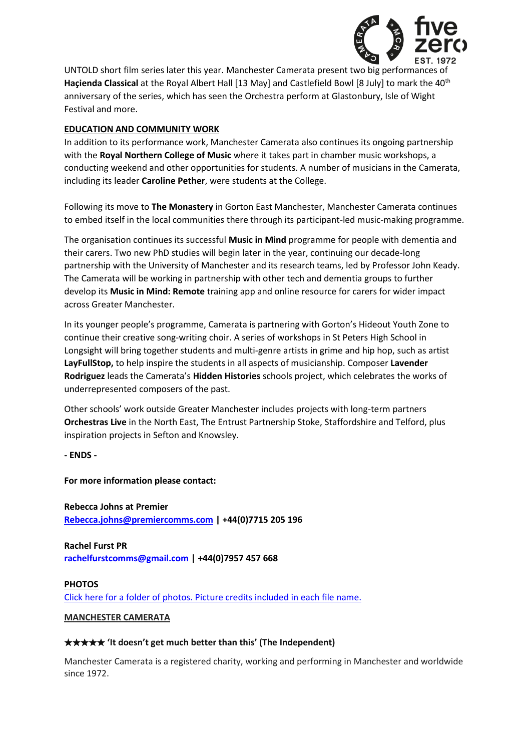UNTOLD short film series later this year. Manchester Camerata present two big performances of **Haçienda Classical** at the Royal Albert Hall [13 May] and Castlefield Bowl [8 July] to mark the 40th anniversary of the series, which has seen the Orchestra perform at Glastonbury, Isle of Wight Festival and more.

**EDUCATION AND COMMUNITY WORK**

In addition to its performance work, Manchester Camerata also continues its ongoing partnership with the **Royal Northern College of Music** where it takes part in chamber music workshops, a conducting weekend and other opportunities for students. A number of musicians in the Camerata, including its leader **Caroline Pether**, were students at the College.

Following its move to **The Monastery** in Gorton East Manchester, Manchester Camerata continues to embed itself in the local communities there through its participant-led music-making programme.

The organisation continues its successful **Music in Mind** programme for people with dementia and their carers. Two new PhD studies will begin later in the year, continuing our decade-long partnership with the University of Manchester and its research teams, led by Professor John Keady. The Camerata will be working in partnership with other tech and dementia groups to further develop its **Music in Mind: Remote** training app and online resource for carers for wider impact across Greater Manchester.

In its younger people's programme, Camerata is partnering with Gorton's Hideout Youth Zone to continue their creative song-writing choir. A series of workshops in St Peters High School in Longsight will bring together students and multi-genre artists in grime and hip hop, such as artist **LayFullStop,** to help inspire the students in all aspects of musicianship. Composer **Lavender Rodriguez** leads the Camerata's **Hidden Histories** schools project, which celebrates the works of underrepresented composers of the past.

Other schools' work outside Greater Manchester includes projects with long-term partners **Orchestras Live** in the North East, The Entrust Partnership Stoke, Staffordshire and Telford, plus inspiration projects in Sefton and Knowsley.

**- ENDS -**

**For more information please contact:**

**Rebecca Johns at Premier**
**Rebecca.johns@premiercomms.com | +44(0)7715 205 196**

**Rachel Furst PR**
**rachelfurstcomms@gmail.com | +44(0)7957 457 668**

**PHOTOS**

Click here for a folder of photos. Picture credits included in each file name.

**MANCHESTER CAMERATA**

**★★★★★ 'It doesn't get much better than this' (The Independent)**

Manchester Camerata is a registered charity, working and performing in Manchester and worldwide since 1972.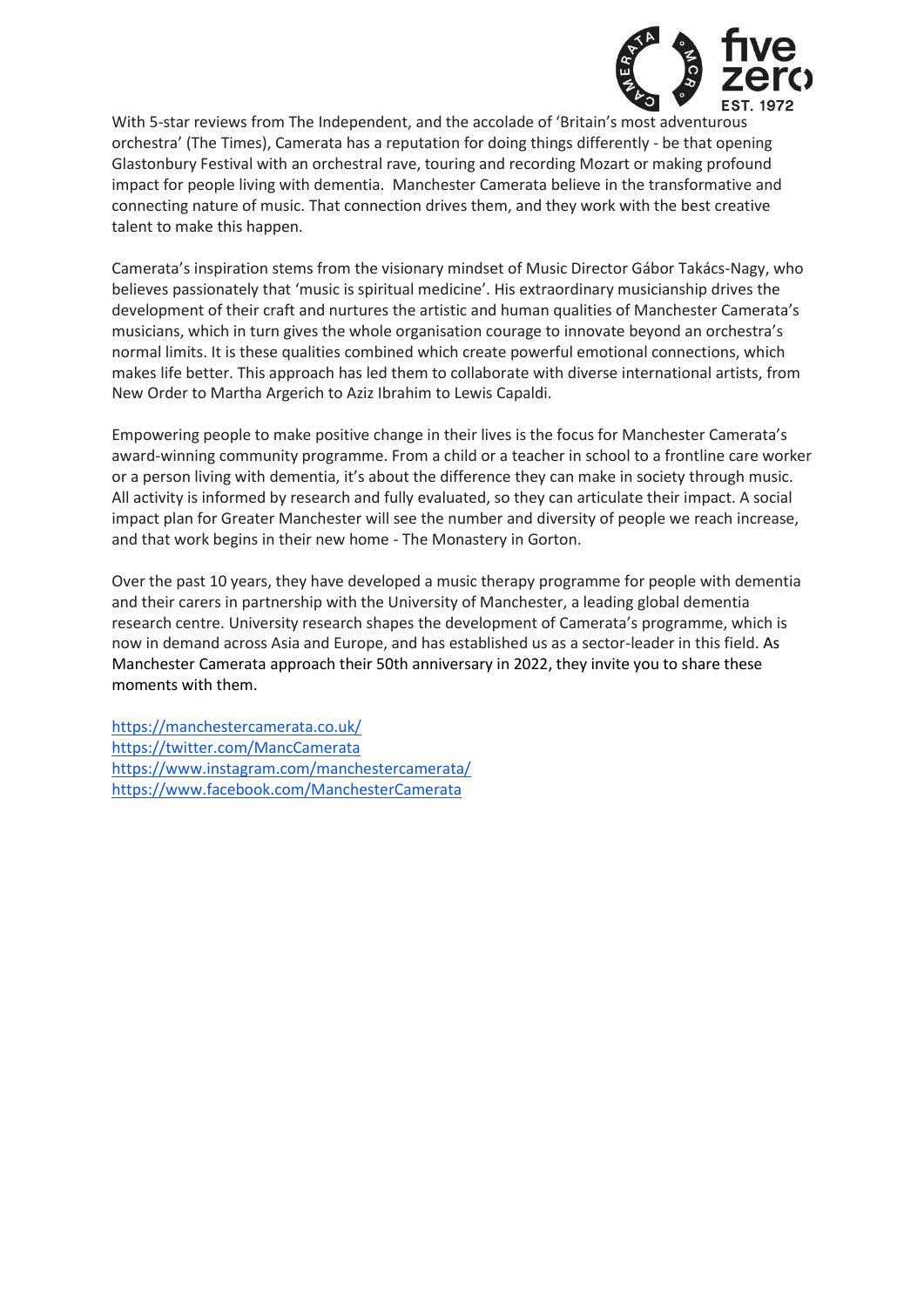With 5-star reviews from The Independent, and the accolade of 'Britain's most adventurous orchestra' (The Times), Camerata has a reputation for doing things differently - be that opening Glastonbury Festival with an orchestral rave, touring and recording Mozart or making profound impact for people living with dementia. Manchester Camerata believe in the transformative and connecting nature of music. That connection drives them, and they work with the best creative talent to make this happen.

Camerata's inspiration stems from the visionary mindset of Music Director Gábor Takács-Nagy, who believes passionately that 'music is spiritual medicine'. His extraordinary musicianship drives the development of their craft and nurtures the artistic and human qualities of Manchester Camerata's musicians, which in turn gives the whole organisation courage to innovate beyond an orchestra's normal limits. It is these qualities combined which create powerful emotional connections, which makes life better. This approach has led them to collaborate with diverse international artists, from New Order to Martha Argerich to Aziz Ibrahim to Lewis Capaldi.

Empowering people to make positive change in their lives is the focus for Manchester Camerata's award-winning community programme. From a child or a teacher in school to a frontline care worker or a person living with dementia, it's about the difference they can make in society through music. All activity is informed by research and fully evaluated, so they can articulate their impact. A social impact plan for Greater Manchester will see the number and diversity of people we reach increase, and that work begins in their new home - The Monastery in Gorton.

Over the past 10 years, they have developed a music therapy programme for people with dementia and their carers in partnership with the University of Manchester, a leading global dementia research centre. University research shapes the development of Camerata's programme, which is now in demand across Asia and Europe, and has established us as a sector-leader in this field. As Manchester Camerata approach their 50th anniversary in 2022, they invite you to share these moments with them.

https://manchestercamerata.co.uk/
https://twitter.com/MancCamerata
https://www.instagram.com/manchestercamerata/
https://www.facebook.com/ManchesterCamerata